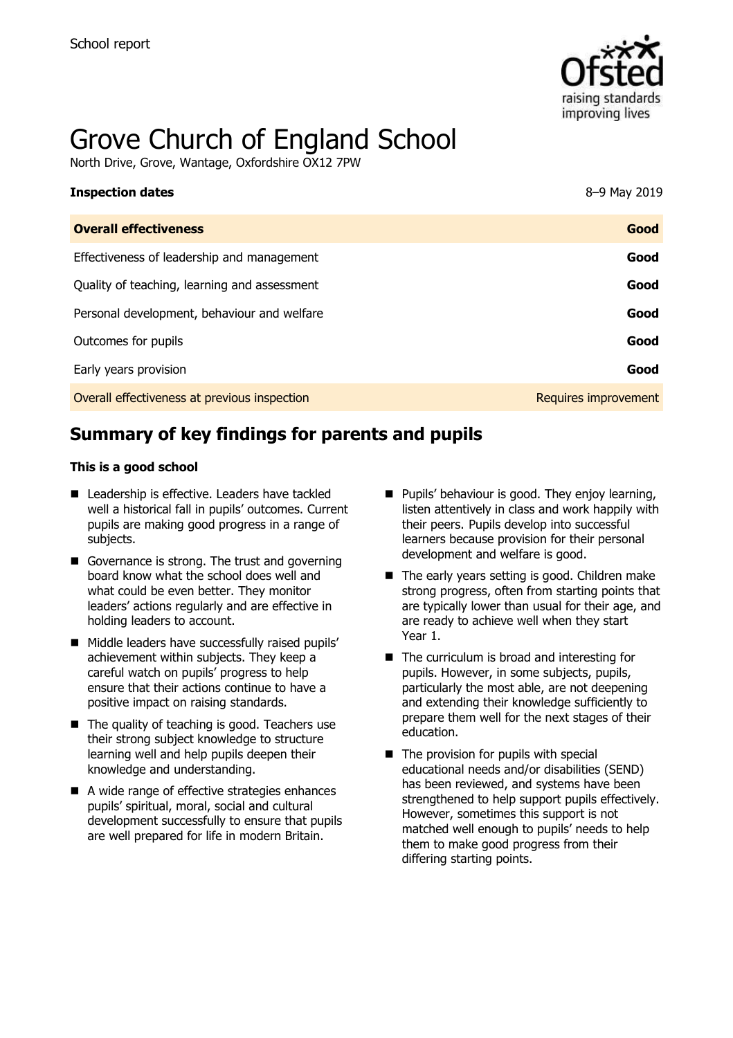School report

# Grove Church of England School

North Drive, Grove, Wantage, Oxfordshire OX12 7PW

**Inspection dates** 8–9 May 2019

| | |
|---|---|
| **Overall effectiveness** | **Good** |
| Effectiveness of leadership and management | **Good** |
| Quality of teaching, learning and assessment | **Good** |
| Personal development, behaviour and welfare | **Good** |
| Outcomes for pupils | **Good** |
| Early years provision | **Good** |
| Overall effectiveness at previous inspection | Requires improvement |

## Summary of key findings for parents and pupils

**This is a good school**

- Leadership is effective. Leaders have tackled well a historical fall in pupils' outcomes. Current pupils are making good progress in a range of subjects.
- Governance is strong. The trust and governing board know what the school does well and what could be even better. They monitor leaders' actions regularly and are effective in holding leaders to account.
- Middle leaders have successfully raised pupils' achievement within subjects. They keep a careful watch on pupils' progress to help ensure that their actions continue to have a positive impact on raising standards.
- The quality of teaching is good. Teachers use their strong subject knowledge to structure learning well and help pupils deepen their knowledge and understanding.
- A wide range of effective strategies enhances pupils' spiritual, moral, social and cultural development successfully to ensure that pupils are well prepared for life in modern Britain.
- Pupils' behaviour is good. They enjoy learning, listen attentively in class and work happily with their peers. Pupils develop into successful learners because provision for their personal development and welfare is good.
- The early years setting is good. Children make strong progress, often from starting points that are typically lower than usual for their age, and are ready to achieve well when they start Year 1.
- The curriculum is broad and interesting for pupils. However, in some subjects, pupils, particularly the most able, are not deepening and extending their knowledge sufficiently to prepare them well for the next stages of their education.
- The provision for pupils with special educational needs and/or disabilities (SEND) has been reviewed, and systems have been strengthened to help support pupils effectively. However, sometimes this support is not matched well enough to pupils' needs to help them to make good progress from their differing starting points.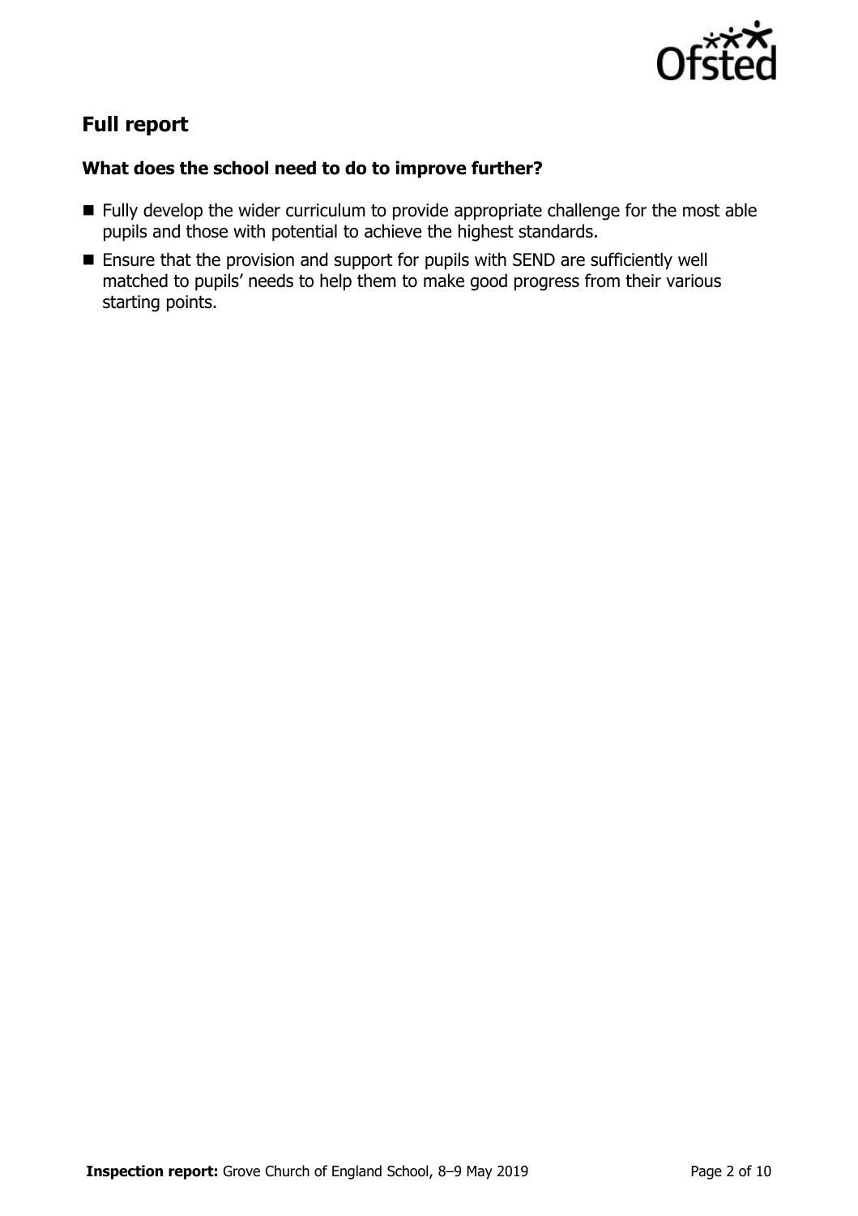## Full report

### What does the school need to do to improve further?

- Fully develop the wider curriculum to provide appropriate challenge for the most able pupils and those with potential to achieve the highest standards.
- Ensure that the provision and support for pupils with SEND are sufficiently well matched to pupils' needs to help them to make good progress from their various starting points.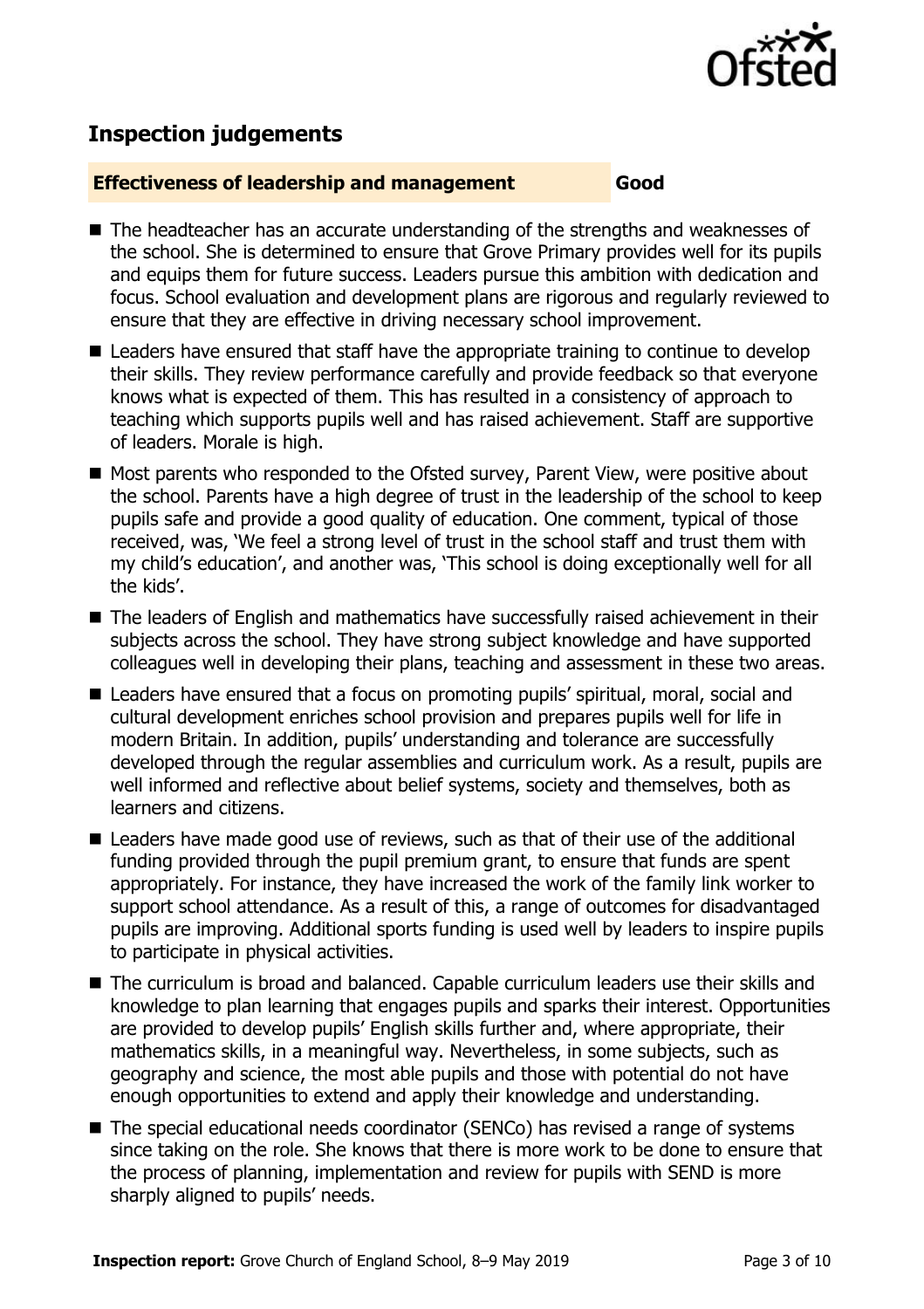## Inspection judgements

**Effectiveness of leadership and management** **Good**

- The headteacher has an accurate understanding of the strengths and weaknesses of the school. She is determined to ensure that Grove Primary provides well for its pupils and equips them for future success. Leaders pursue this ambition with dedication and focus. School evaluation and development plans are rigorous and regularly reviewed to ensure that they are effective in driving necessary school improvement.
- Leaders have ensured that staff have the appropriate training to continue to develop their skills. They review performance carefully and provide feedback so that everyone knows what is expected of them. This has resulted in a consistency of approach to teaching which supports pupils well and has raised achievement. Staff are supportive of leaders. Morale is high.
- Most parents who responded to the Ofsted survey, Parent View, were positive about the school. Parents have a high degree of trust in the leadership of the school to keep pupils safe and provide a good quality of education. One comment, typical of those received, was, 'We feel a strong level of trust in the school staff and trust them with my child's education', and another was, 'This school is doing exceptionally well for all the kids'.
- The leaders of English and mathematics have successfully raised achievement in their subjects across the school. They have strong subject knowledge and have supported colleagues well in developing their plans, teaching and assessment in these two areas.
- Leaders have ensured that a focus on promoting pupils' spiritual, moral, social and cultural development enriches school provision and prepares pupils well for life in modern Britain. In addition, pupils' understanding and tolerance are successfully developed through the regular assemblies and curriculum work. As a result, pupils are well informed and reflective about belief systems, society and themselves, both as learners and citizens.
- Leaders have made good use of reviews, such as that of their use of the additional funding provided through the pupil premium grant, to ensure that funds are spent appropriately. For instance, they have increased the work of the family link worker to support school attendance. As a result of this, a range of outcomes for disadvantaged pupils are improving. Additional sports funding is used well by leaders to inspire pupils to participate in physical activities.
- The curriculum is broad and balanced. Capable curriculum leaders use their skills and knowledge to plan learning that engages pupils and sparks their interest. Opportunities are provided to develop pupils' English skills further and, where appropriate, their mathematics skills, in a meaningful way. Nevertheless, in some subjects, such as geography and science, the most able pupils and those with potential do not have enough opportunities to extend and apply their knowledge and understanding.
- The special educational needs coordinator (SENCo) has revised a range of systems since taking on the role. She knows that there is more work to be done to ensure that the process of planning, implementation and review for pupils with SEND is more sharply aligned to pupils' needs.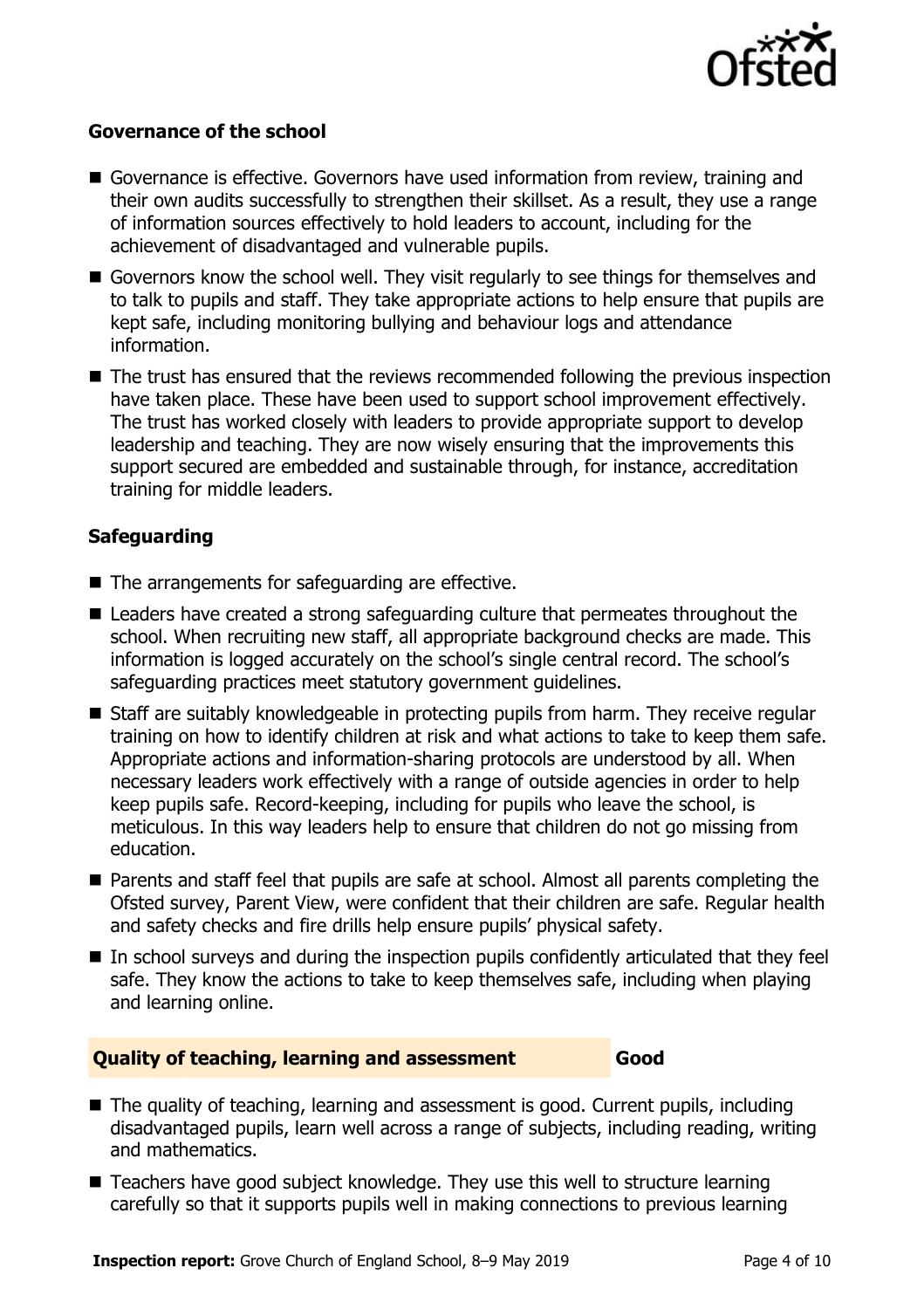### Governance of the school

- Governance is effective. Governors have used information from review, training and their own audits successfully to strengthen their skillset. As a result, they use a range of information sources effectively to hold leaders to account, including for the achievement of disadvantaged and vulnerable pupils.
- Governors know the school well. They visit regularly to see things for themselves and to talk to pupils and staff. They take appropriate actions to help ensure that pupils are kept safe, including monitoring bullying and behaviour logs and attendance information.
- The trust has ensured that the reviews recommended following the previous inspection have taken place. These have been used to support school improvement effectively. The trust has worked closely with leaders to provide appropriate support to develop leadership and teaching. They are now wisely ensuring that the improvements this support secured are embedded and sustainable through, for instance, accreditation training for middle leaders.

### Safeguarding

- The arrangements for safeguarding are effective.
- Leaders have created a strong safeguarding culture that permeates throughout the school. When recruiting new staff, all appropriate background checks are made. This information is logged accurately on the school's single central record. The school's safeguarding practices meet statutory government guidelines.
- Staff are suitably knowledgeable in protecting pupils from harm. They receive regular training on how to identify children at risk and what actions to take to keep them safe. Appropriate actions and information-sharing protocols are understood by all. When necessary leaders work effectively with a range of outside agencies in order to help keep pupils safe. Record-keeping, including for pupils who leave the school, is meticulous. In this way leaders help to ensure that children do not go missing from education.
- Parents and staff feel that pupils are safe at school. Almost all parents completing the Ofsted survey, Parent View, were confident that their children are safe. Regular health and safety checks and fire drills help ensure pupils' physical safety.
- In school surveys and during the inspection pupils confidently articulated that they feel safe. They know the actions to take to keep themselves safe, including when playing and learning online.

## Quality of teaching, learning and assessment — Good

- The quality of teaching, learning and assessment is good. Current pupils, including disadvantaged pupils, learn well across a range of subjects, including reading, writing and mathematics.
- Teachers have good subject knowledge. They use this well to structure learning carefully so that it supports pupils well in making connections to previous learning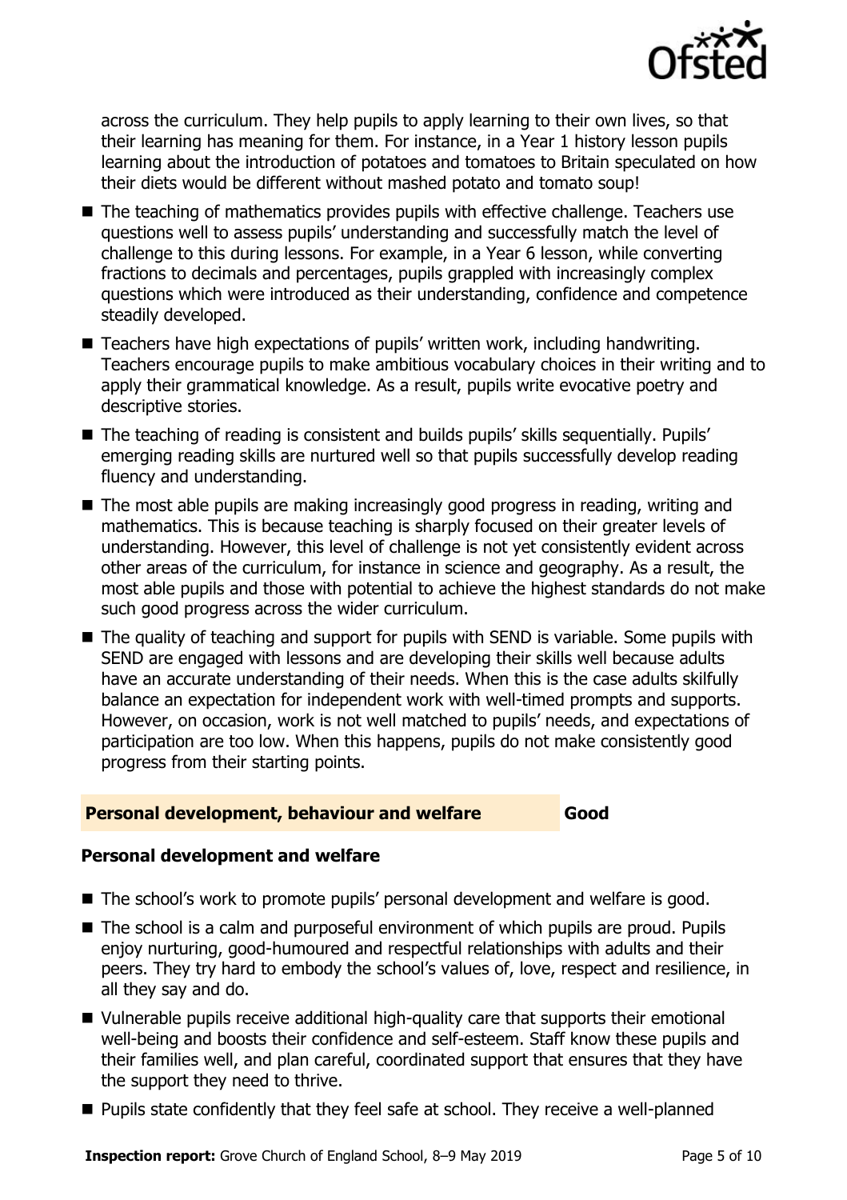across the curriculum. They help pupils to apply learning to their own lives, so that their learning has meaning for them. For instance, in a Year 1 history lesson pupils learning about the introduction of potatoes and tomatoes to Britain speculated on how their diets would be different without mashed potato and tomato soup!

- The teaching of mathematics provides pupils with effective challenge. Teachers use questions well to assess pupils' understanding and successfully match the level of challenge to this during lessons. For example, in a Year 6 lesson, while converting fractions to decimals and percentages, pupils grappled with increasingly complex questions which were introduced as their understanding, confidence and competence steadily developed.
- Teachers have high expectations of pupils' written work, including handwriting. Teachers encourage pupils to make ambitious vocabulary choices in their writing and to apply their grammatical knowledge. As a result, pupils write evocative poetry and descriptive stories.
- The teaching of reading is consistent and builds pupils' skills sequentially. Pupils' emerging reading skills are nurtured well so that pupils successfully develop reading fluency and understanding.
- The most able pupils are making increasingly good progress in reading, writing and mathematics. This is because teaching is sharply focused on their greater levels of understanding. However, this level of challenge is not yet consistently evident across other areas of the curriculum, for instance in science and geography. As a result, the most able pupils and those with potential to achieve the highest standards do not make such good progress across the wider curriculum.
- The quality of teaching and support for pupils with SEND is variable. Some pupils with SEND are engaged with lessons and are developing their skills well because adults have an accurate understanding of their needs. When this is the case adults skilfully balance an expectation for independent work with well-timed prompts and supports. However, on occasion, work is not well matched to pupils' needs, and expectations of participation are too low. When this happens, pupils do not make consistently good progress from their starting points.

## Personal development, behaviour and welfare — Good

### Personal development and welfare

- The school's work to promote pupils' personal development and welfare is good.
- The school is a calm and purposeful environment of which pupils are proud. Pupils enjoy nurturing, good-humoured and respectful relationships with adults and their peers. They try hard to embody the school's values of, love, respect and resilience, in all they say and do.
- Vulnerable pupils receive additional high-quality care that supports their emotional well-being and boosts their confidence and self-esteem. Staff know these pupils and their families well, and plan careful, coordinated support that ensures that they have the support they need to thrive.
- Pupils state confidently that they feel safe at school. They receive a well-planned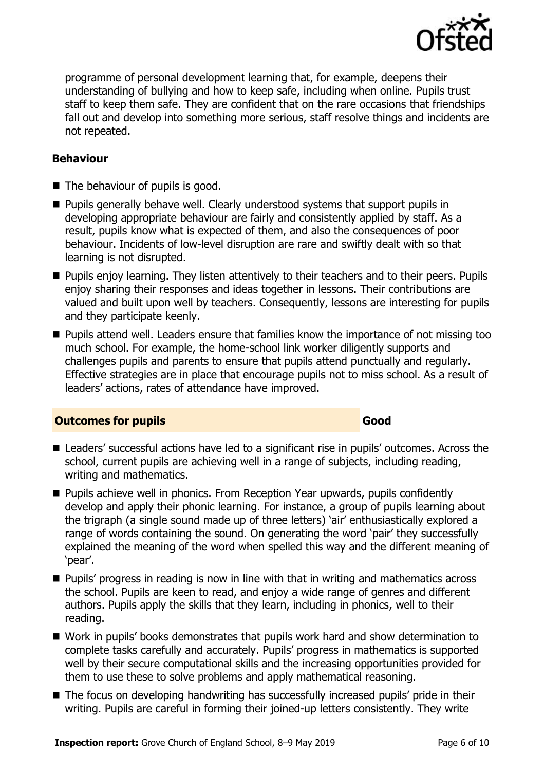programme of personal development learning that, for example, deepens their understanding of bullying and how to keep safe, including when online. Pupils trust staff to keep them safe. They are confident that on the rare occasions that friendships fall out and develop into something more serious, staff resolve things and incidents are not repeated.

### Behaviour

- The behaviour of pupils is good.
- Pupils generally behave well. Clearly understood systems that support pupils in developing appropriate behaviour are fairly and consistently applied by staff. As a result, pupils know what is expected of them, and also the consequences of poor behaviour. Incidents of low-level disruption are rare and swiftly dealt with so that learning is not disrupted.
- Pupils enjoy learning. They listen attentively to their teachers and to their peers. Pupils enjoy sharing their responses and ideas together in lessons. Their contributions are valued and built upon well by teachers. Consequently, lessons are interesting for pupils and they participate keenly.
- Pupils attend well. Leaders ensure that families know the importance of not missing too much school. For example, the home-school link worker diligently supports and challenges pupils and parents to ensure that pupils attend punctually and regularly. Effective strategies are in place that encourage pupils not to miss school. As a result of leaders' actions, rates of attendance have improved.

## Outcomes for pupils — Good

- Leaders' successful actions have led to a significant rise in pupils' outcomes. Across the school, current pupils are achieving well in a range of subjects, including reading, writing and mathematics.
- Pupils achieve well in phonics. From Reception Year upwards, pupils confidently develop and apply their phonic learning. For instance, a group of pupils learning about the trigraph (a single sound made up of three letters) 'air' enthusiastically explored a range of words containing the sound. On generating the word 'pair' they successfully explained the meaning of the word when spelled this way and the different meaning of 'pear'.
- Pupils' progress in reading is now in line with that in writing and mathematics across the school. Pupils are keen to read, and enjoy a wide range of genres and different authors. Pupils apply the skills that they learn, including in phonics, well to their reading.
- Work in pupils' books demonstrates that pupils work hard and show determination to complete tasks carefully and accurately. Pupils' progress in mathematics is supported well by their secure computational skills and the increasing opportunities provided for them to use these to solve problems and apply mathematical reasoning.
- The focus on developing handwriting has successfully increased pupils' pride in their writing. Pupils are careful in forming their joined-up letters consistently. They write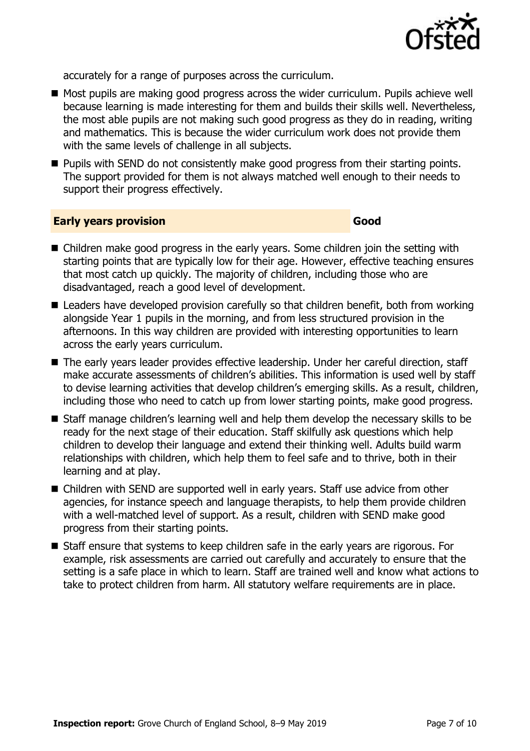accurately for a range of purposes across the curriculum.

- Most pupils are making good progress across the wider curriculum. Pupils achieve well because learning is made interesting for them and builds their skills well. Nevertheless, the most able pupils are not making such good progress as they do in reading, writing and mathematics. This is because the wider curriculum work does not provide them with the same levels of challenge in all subjects.
- Pupils with SEND do not consistently make good progress from their starting points. The support provided for them is not always matched well enough to their needs to support their progress effectively.

## Early years provision — Good

- Children make good progress in the early years. Some children join the setting with starting points that are typically low for their age. However, effective teaching ensures that most catch up quickly. The majority of children, including those who are disadvantaged, reach a good level of development.
- Leaders have developed provision carefully so that children benefit, both from working alongside Year 1 pupils in the morning, and from less structured provision in the afternoons. In this way children are provided with interesting opportunities to learn across the early years curriculum.
- The early years leader provides effective leadership. Under her careful direction, staff make accurate assessments of children's abilities. This information is used well by staff to devise learning activities that develop children's emerging skills. As a result, children, including those who need to catch up from lower starting points, make good progress.
- Staff manage children's learning well and help them develop the necessary skills to be ready for the next stage of their education. Staff skilfully ask questions which help children to develop their language and extend their thinking well. Adults build warm relationships with children, which help them to feel safe and to thrive, both in their learning and at play.
- Children with SEND are supported well in early years. Staff use advice from other agencies, for instance speech and language therapists, to help them provide children with a well-matched level of support. As a result, children with SEND make good progress from their starting points.
- Staff ensure that systems to keep children safe in the early years are rigorous. For example, risk assessments are carried out carefully and accurately to ensure that the setting is a safe place in which to learn. Staff are trained well and know what actions to take to protect children from harm. All statutory welfare requirements are in place.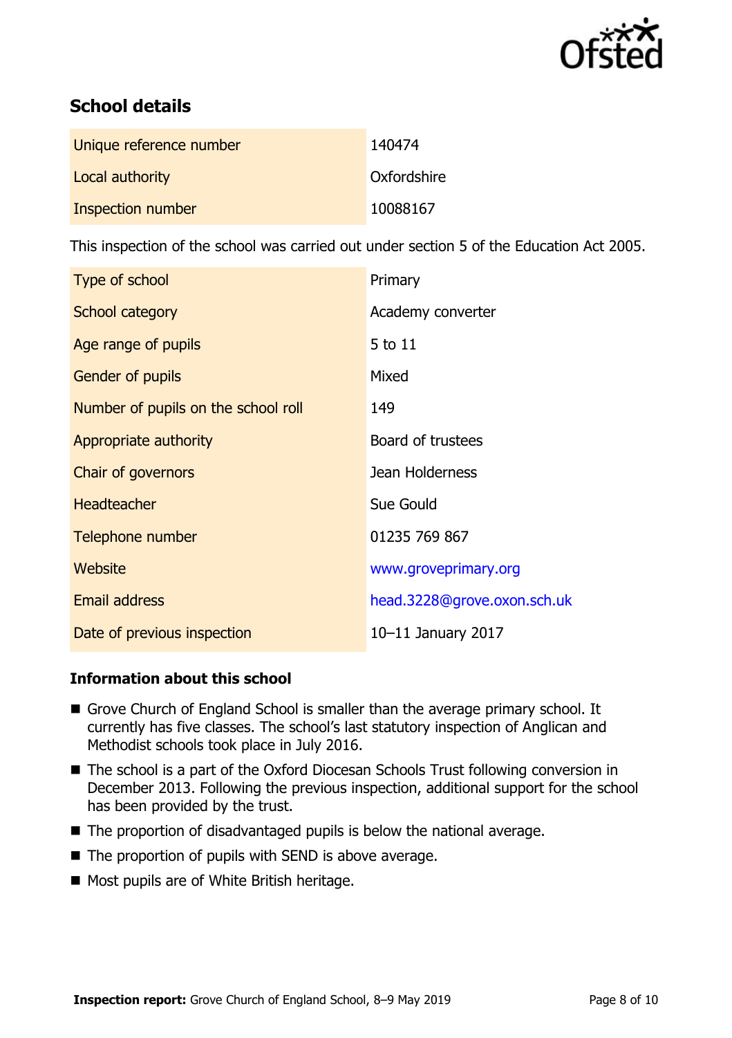## School details

| | |
|---|---|
| Unique reference number | 140474 |
| Local authority | Oxfordshire |
| Inspection number | 10088167 |

This inspection of the school was carried out under section 5 of the Education Act 2005.

| | |
|---|---|
| Type of school | Primary |
| School category | Academy converter |
| Age range of pupils | 5 to 11 |
| Gender of pupils | Mixed |
| Number of pupils on the school roll | 149 |
| Appropriate authority | Board of trustees |
| Chair of governors | Jean Holderness |
| Headteacher | Sue Gould |
| Telephone number | 01235 769 867 |
| Website | www.groveprimary.org |
| Email address | head.3228@grove.oxon.sch.uk |
| Date of previous inspection | 10–11 January 2017 |

### Information about this school

- Grove Church of England School is smaller than the average primary school. It currently has five classes. The school's last statutory inspection of Anglican and Methodist schools took place in July 2016.
- The school is a part of the Oxford Diocesan Schools Trust following conversion in December 2013. Following the previous inspection, additional support for the school has been provided by the trust.
- The proportion of disadvantaged pupils is below the national average.
- The proportion of pupils with SEND is above average.
- Most pupils are of White British heritage.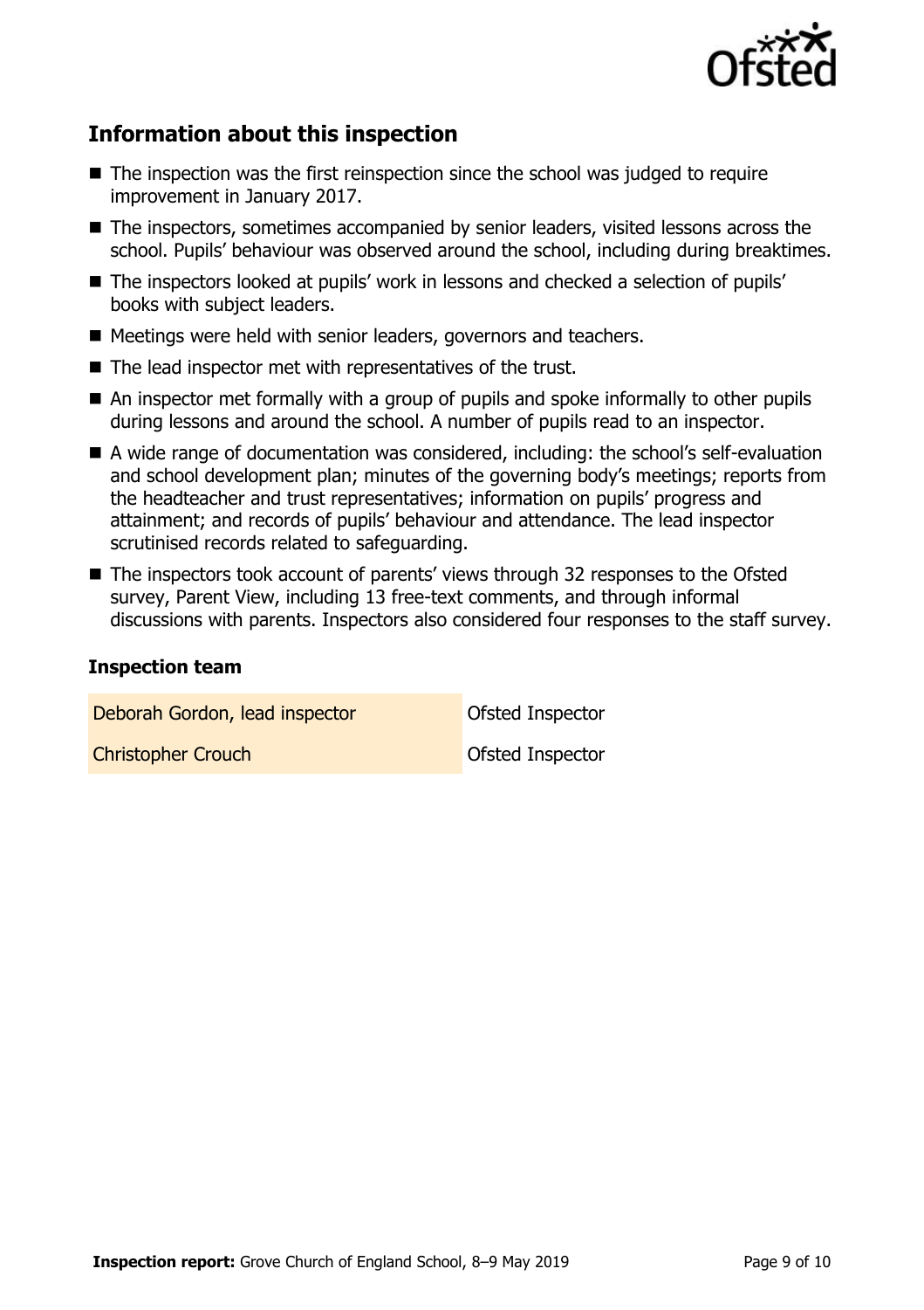## Information about this inspection

- The inspection was the first reinspection since the school was judged to require improvement in January 2017.
- The inspectors, sometimes accompanied by senior leaders, visited lessons across the school. Pupils' behaviour was observed around the school, including during breaktimes.
- The inspectors looked at pupils' work in lessons and checked a selection of pupils' books with subject leaders.
- Meetings were held with senior leaders, governors and teachers.
- The lead inspector met with representatives of the trust.
- An inspector met formally with a group of pupils and spoke informally to other pupils during lessons and around the school. A number of pupils read to an inspector.
- A wide range of documentation was considered, including: the school's self-evaluation and school development plan; minutes of the governing body's meetings; reports from the headteacher and trust representatives; information on pupils' progress and attainment; and records of pupils' behaviour and attendance. The lead inspector scrutinised records related to safeguarding.
- The inspectors took account of parents' views through 32 responses to the Ofsted survey, Parent View, including 13 free-text comments, and through informal discussions with parents. Inspectors also considered four responses to the staff survey.

### Inspection team

| | |
|---|---|
| Deborah Gordon, lead inspector | Ofsted Inspector |
| Christopher Crouch | Ofsted Inspector |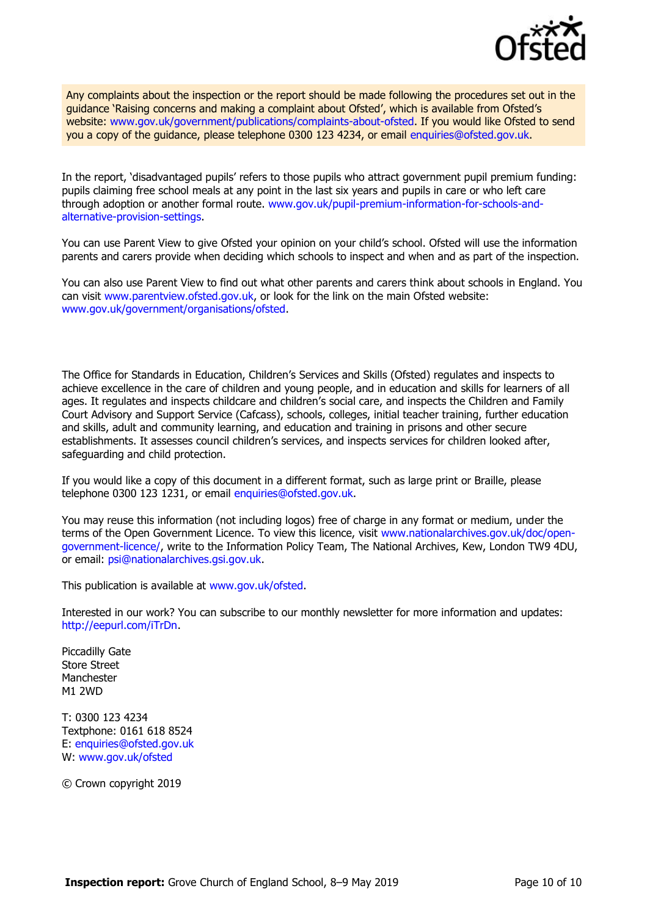Any complaints about the inspection or the report should be made following the procedures set out in the guidance 'Raising concerns and making a complaint about Ofsted', which is available from Ofsted's website: www.gov.uk/government/publications/complaints-about-ofsted. If you would like Ofsted to send you a copy of the guidance, please telephone 0300 123 4234, or email enquiries@ofsted.gov.uk.

In the report, 'disadvantaged pupils' refers to those pupils who attract government pupil premium funding: pupils claiming free school meals at any point in the last six years and pupils in care or who left care through adoption or another formal route. www.gov.uk/pupil-premium-information-for-schools-and-alternative-provision-settings.

You can use Parent View to give Ofsted your opinion on your child's school. Ofsted will use the information parents and carers provide when deciding which schools to inspect and when and as part of the inspection.

You can also use Parent View to find out what other parents and carers think about schools in England. You can visit www.parentview.ofsted.gov.uk, or look for the link on the main Ofsted website: www.gov.uk/government/organisations/ofsted.

The Office for Standards in Education, Children's Services and Skills (Ofsted) regulates and inspects to achieve excellence in the care of children and young people, and in education and skills for learners of all ages. It regulates and inspects childcare and children's social care, and inspects the Children and Family Court Advisory and Support Service (Cafcass), schools, colleges, initial teacher training, further education and skills, adult and community learning, and education and training in prisons and other secure establishments. It assesses council children's services, and inspects services for children looked after, safeguarding and child protection.

If you would like a copy of this document in a different format, such as large print or Braille, please telephone 0300 123 1231, or email enquiries@ofsted.gov.uk.

You may reuse this information (not including logos) free of charge in any format or medium, under the terms of the Open Government Licence. To view this licence, visit www.nationalarchives.gov.uk/doc/open-government-licence/, write to the Information Policy Team, The National Archives, Kew, London TW9 4DU, or email: psi@nationalarchives.gsi.gov.uk.

This publication is available at www.gov.uk/ofsted.

Interested in our work? You can subscribe to our monthly newsletter for more information and updates: http://eepurl.com/iTrDn.

Piccadilly Gate
Store Street
Manchester
M1 2WD

T: 0300 123 4234
Textphone: 0161 618 8524
E: enquiries@ofsted.gov.uk
W: www.gov.uk/ofsted

© Crown copyright 2019